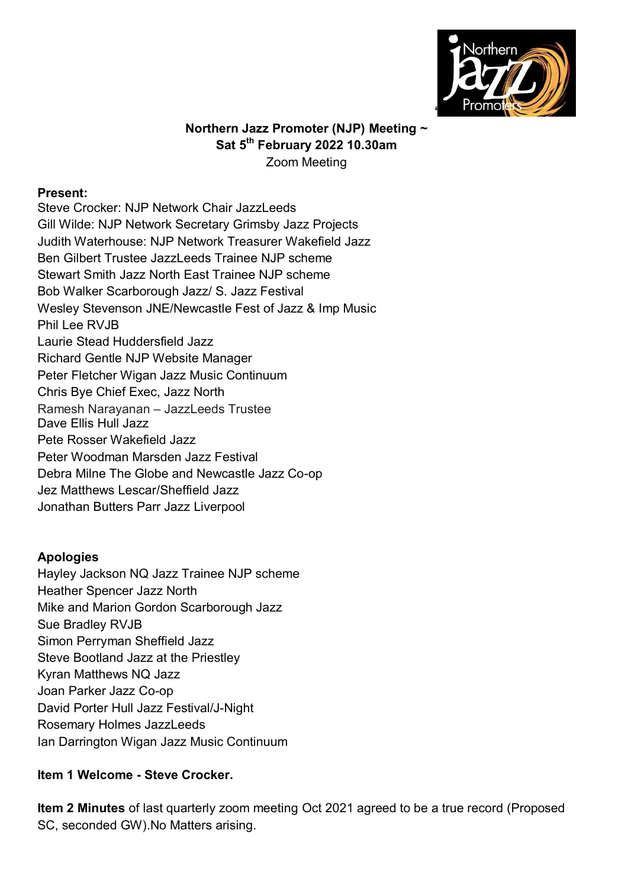# Northern Jazz Promoter (NJP) Meeting ~ Sat 5th February 2022 10.30am

Zoom Meeting

**Present:**

Steve Crocker: NJP Network Chair JazzLeeds
Gill Wilde: NJP Network Secretary Grimsby Jazz Projects
Judith Waterhouse: NJP Network Treasurer Wakefield Jazz
Ben Gilbert Trustee JazzLeeds Trainee NJP scheme
Stewart Smith Jazz North East Trainee NJP scheme
Bob Walker Scarborough Jazz/ S. Jazz Festival
Wesley Stevenson JNE/Newcastle Fest of Jazz & Imp Music
Phil Lee RVJB
Laurie Stead Huddersfield Jazz
Richard Gentle NJP Website Manager
Peter Fletcher Wigan Jazz Music Continuum
Chris Bye Chief Exec, Jazz North
Ramesh Narayanan – JazzLeeds Trustee
Dave Ellis Hull Jazz
Pete Rosser Wakefield Jazz
Peter Woodman Marsden Jazz Festival
Debra Milne The Globe and Newcastle Jazz Co-op
Jez Matthews Lescar/Sheffield Jazz
Jonathan Butters Parr Jazz Liverpool

**Apologies**

Hayley Jackson NQ Jazz Trainee NJP scheme
Heather Spencer Jazz North
Mike and Marion Gordon Scarborough Jazz
Sue Bradley RVJB
Simon Perryman Sheffield Jazz
Steve Bootland Jazz at the Priestley
Kyran Matthews NQ Jazz
Joan Parker Jazz Co-op
David Porter Hull Jazz Festival/J-Night
Rosemary Holmes JazzLeeds
Ian Darrington Wigan Jazz Music Continuum

**Item 1 Welcome - Steve Crocker.**

**Item 2 Minutes** of last quarterly zoom meeting Oct 2021 agreed to be a true record (Proposed SC, seconded GW).No Matters arising.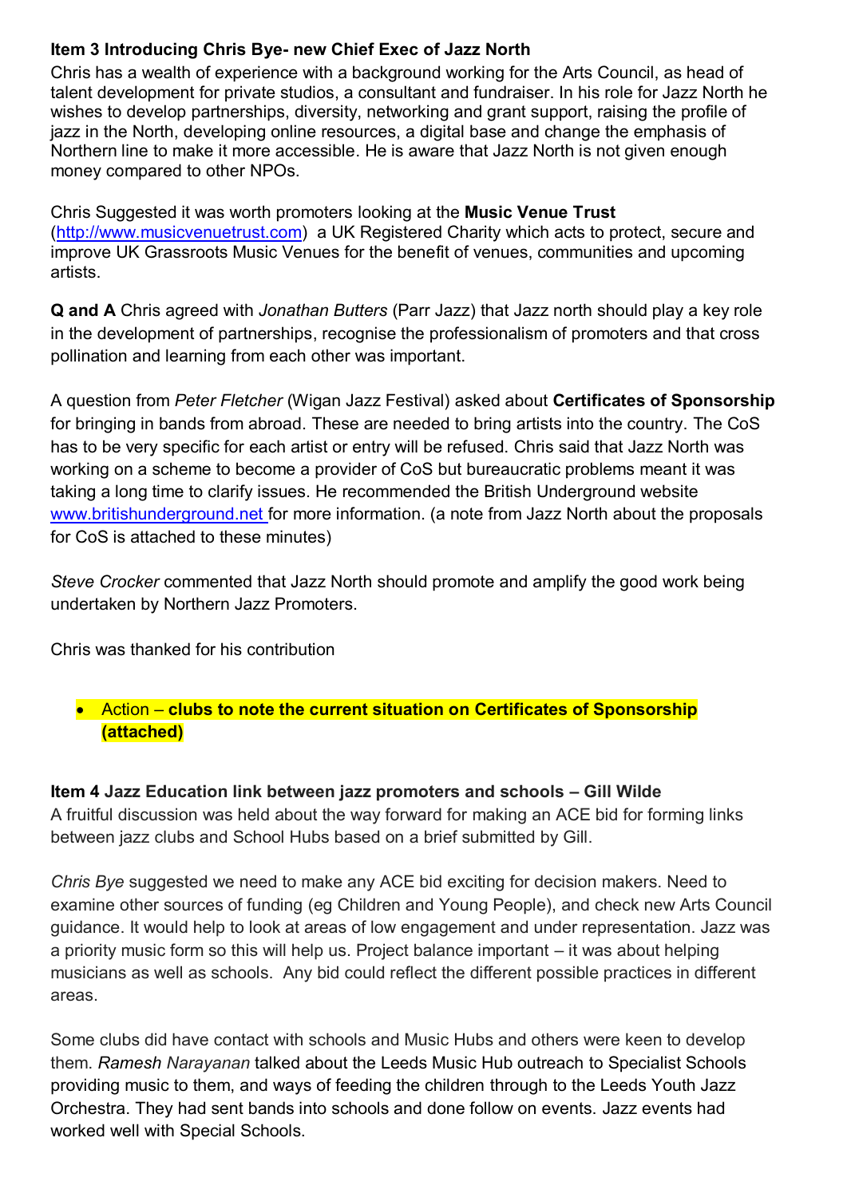**Item 3 Introducing Chris Bye- new Chief Exec of Jazz North**

Chris has a wealth of experience with a background working for the Arts Council, as head of talent development for private studios, a consultant and fundraiser. In his role for Jazz North he wishes to develop partnerships, diversity, networking and grant support, raising the profile of jazz in the North, developing online resources, a digital base and change the emphasis of Northern line to make it more accessible. He is aware that Jazz North is not given enough money compared to other NPOs.

Chris Suggested it was worth promoters looking at the **Music Venue Trust** ([http://www.musicvenuetrust.com](http://www.musicvenuetrust.com)) a UK Registered Charity which acts to protect, secure and improve UK Grassroots Music Venues for the benefit of venues, communities and upcoming artists.

**Q and A** Chris agreed with *Jonathan Butters* (Parr Jazz) that Jazz north should play a key role in the development of partnerships, recognise the professionalism of promoters and that cross pollination and learning from each other was important.

A question from *Peter Fletcher* (Wigan Jazz Festival) asked about **Certificates of Sponsorship** for bringing in bands from abroad. These are needed to bring artists into the country. The CoS has to be very specific for each artist or entry will be refused. Chris said that Jazz North was working on a scheme to become a provider of CoS but bureaucratic problems meant it was taking a long time to clarify issues. He recommended the British Underground website [www.britishunderground.net](http://www.britishunderground.net) for more information. (a note from Jazz North about the proposals for CoS is attached to these minutes)

*Steve Crocker* commented that Jazz North should promote and amplify the good work being undertaken by Northern Jazz Promoters.

Chris was thanked for his contribution

- Action – **clubs to note the current situation on Certificates of Sponsorship (attached)**

**Item 4 Jazz Education link between jazz promoters and schools – Gill Wilde**

A fruitful discussion was held about the way forward for making an ACE bid for forming links between jazz clubs and School Hubs based on a brief submitted by Gill.

*Chris Bye* suggested we need to make any ACE bid exciting for decision makers. Need to examine other sources of funding (eg Children and Young People), and check new Arts Council guidance. It would help to look at areas of low engagement and under representation. Jazz was a priority music form so this will help us. Project balance important – it was about helping musicians as well as schools. Any bid could reflect the different possible practices in different areas.

Some clubs did have contact with schools and Music Hubs and others were keen to develop them. *Ramesh Narayanan* talked about the Leeds Music Hub outreach to Specialist Schools providing music to them, and ways of feeding the children through to the Leeds Youth Jazz Orchestra. They had sent bands into schools and done follow on events. Jazz events had worked well with Special Schools.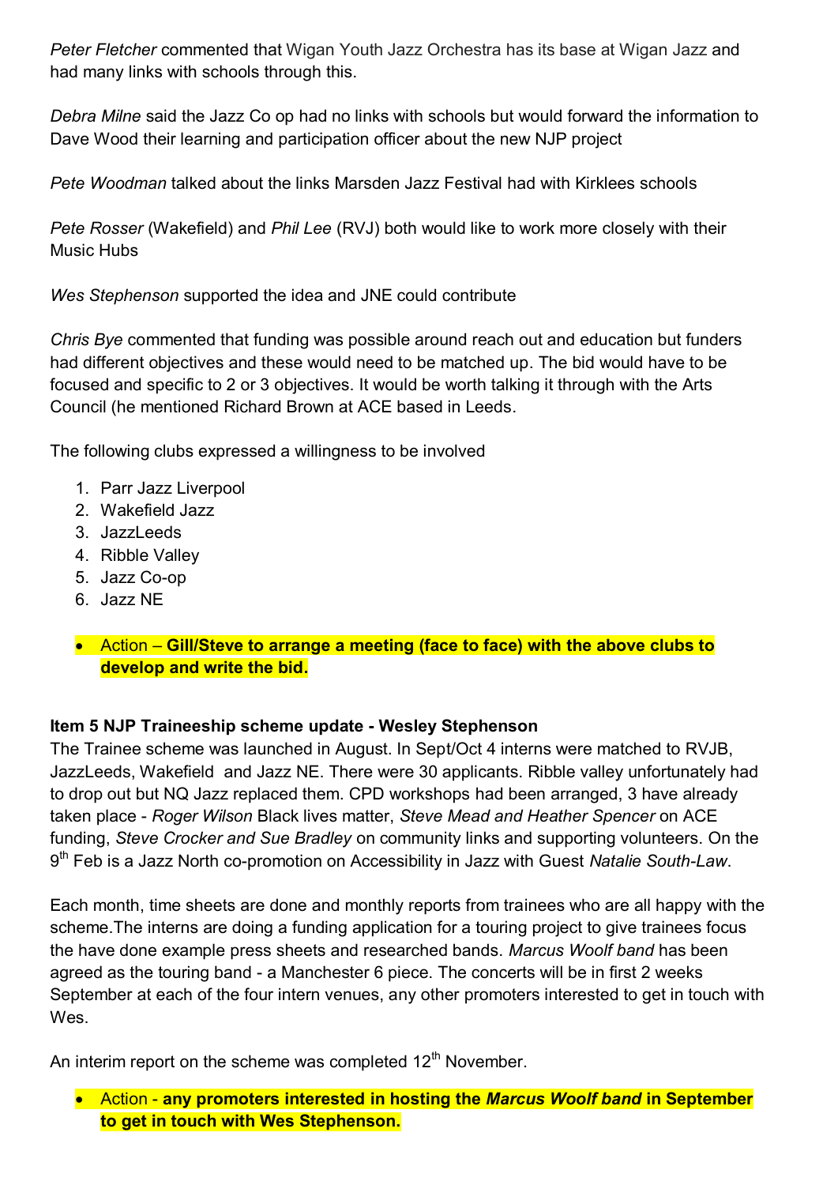*Peter Fletcher* commented that Wigan Youth Jazz Orchestra has its base at Wigan Jazz and had many links with schools through this.

*Debra Milne* said the Jazz Co op had no links with schools but would forward the information to Dave Wood their learning and participation officer about the new NJP project

*Pete Woodman* talked about the links Marsden Jazz Festival had with Kirklees schools

*Pete Rosser* (Wakefield) and *Phil Lee* (RVJ) both would like to work more closely with their Music Hubs

*Wes Stephenson* supported the idea and JNE could contribute

*Chris Bye* commented that funding was possible around reach out and education but funders had different objectives and these would need to be matched up. The bid would have to be focused and specific to 2 or 3 objectives. It would be worth talking it through with the Arts Council (he mentioned Richard Brown at ACE based in Leeds.

The following clubs expressed a willingness to be involved

1. Parr Jazz Liverpool
2. Wakefield Jazz
3. JazzLeeds
4. Ribble Valley
5. Jazz Co-op
6. Jazz NE

- Action – **Gill/Steve to arrange a meeting (face to face) with the above clubs to develop and write the bid.**

**Item 5 NJP Traineeship scheme update - Wesley Stephenson**

The Trainee scheme was launched in August. In Sept/Oct 4 interns were matched to RVJB, JazzLeeds, Wakefield and Jazz NE. There were 30 applicants. Ribble valley unfortunately had to drop out but NQ Jazz replaced them. CPD workshops had been arranged, 3 have already taken place - *Roger Wilson* Black lives matter, *Steve Mead and Heather Spencer* on ACE funding, *Steve Crocker and Sue Bradley* on community links and supporting volunteers. On the 9th Feb is a Jazz North co-promotion on Accessibility in Jazz with Guest *Natalie South-Law*.

Each month, time sheets are done and monthly reports from trainees who are all happy with the scheme.The interns are doing a funding application for a touring project to give trainees focus the have done example press sheets and researched bands. *Marcus Woolf band* has been agreed as the touring band - a Manchester 6 piece. The concerts will be in first 2 weeks September at each of the four intern venues, any other promoters interested to get in touch with Wes.

An interim report on the scheme was completed 12th November.

- Action - **any promoters interested in hosting the *Marcus Woolf band* in September to get in touch with Wes Stephenson.**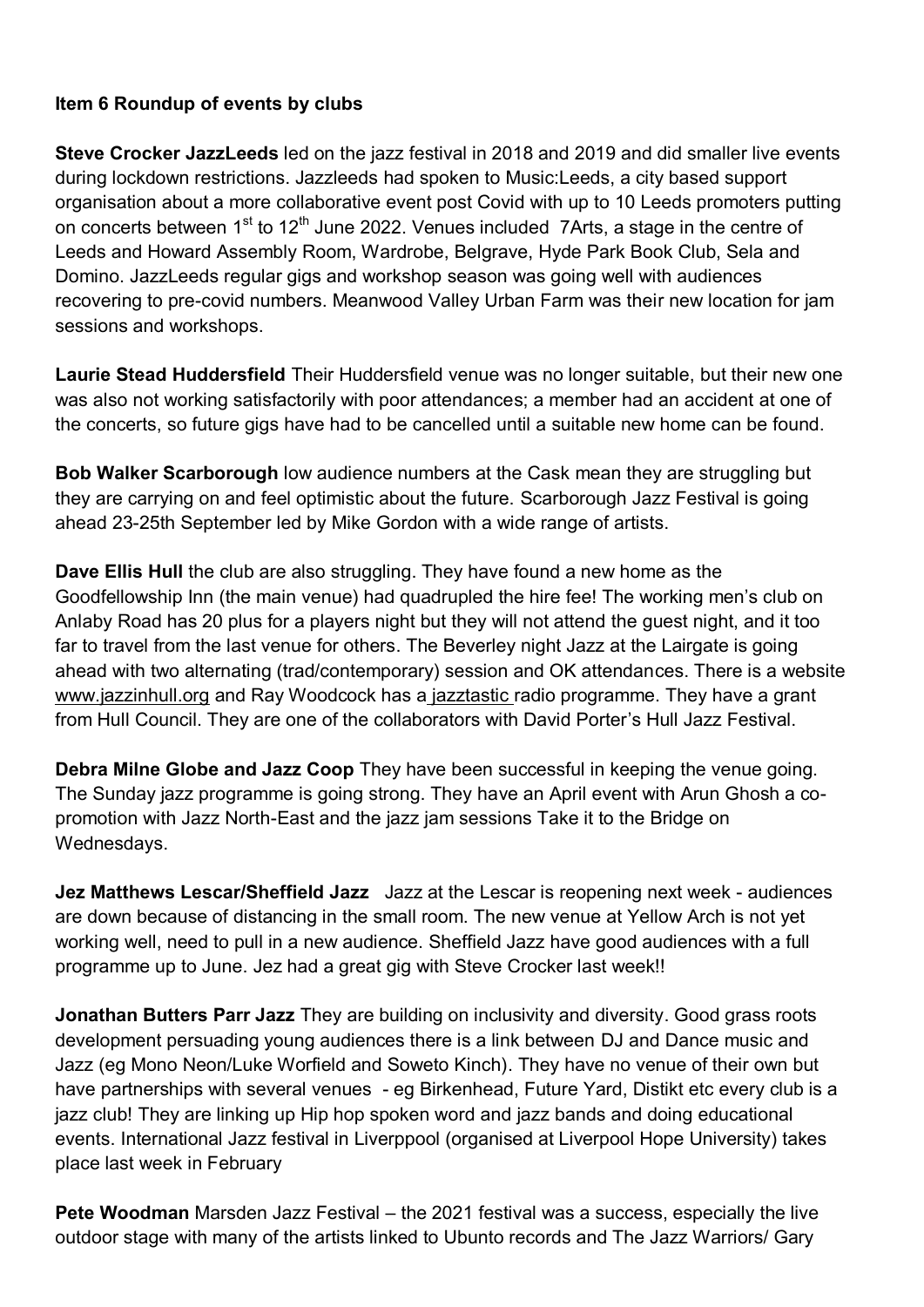**Item 6 Roundup of events by clubs**

**Steve Crocker JazzLeeds** led on the jazz festival in 2018 and 2019 and did smaller live events during lockdown restrictions. Jazzleeds had spoken to Music:Leeds, a city based support organisation about a more collaborative event post Covid with up to 10 Leeds promoters putting on concerts between 1st to 12th June 2022. Venues included 7Arts, a stage in the centre of Leeds and Howard Assembly Room, Wardrobe, Belgrave, Hyde Park Book Club, Sela and Domino. JazzLeeds regular gigs and workshop season was going well with audiences recovering to pre-covid numbers. Meanwood Valley Urban Farm was their new location for jam sessions and workshops.

**Laurie Stead Huddersfield** Their Huddersfield venue was no longer suitable, but their new one was also not working satisfactorily with poor attendances; a member had an accident at one of the concerts, so future gigs have had to be cancelled until a suitable new home can be found.

**Bob Walker Scarborough** low audience numbers at the Cask mean they are struggling but they are carrying on and feel optimistic about the future. Scarborough Jazz Festival is going ahead 23-25th September led by Mike Gordon with a wide range of artists.

**Dave Ellis Hull** the club are also struggling. They have found a new home as the Goodfellowship Inn (the main venue) had quadrupled the hire fee! The working men's club on Anlaby Road has 20 plus for a players night but they will not attend the guest night, and it too far to travel from the last venue for others. The Beverley night Jazz at the Lairgate is going ahead with two alternating (trad/contemporary) session and OK attendances. There is a website www.jazzinhull.org and Ray Woodcock has a jazztastic radio programme. They have a grant from Hull Council. They are one of the collaborators with David Porter's Hull Jazz Festival.

**Debra Milne Globe and Jazz Coop** They have been successful in keeping the venue going. The Sunday jazz programme is going strong. They have an April event with Arun Ghosh a co-promotion with Jazz North-East and the jazz jam sessions Take it to the Bridge on Wednesdays.

**Jez Matthews Lescar/Sheffield Jazz** Jazz at the Lescar is reopening next week - audiences are down because of distancing in the small room. The new venue at Yellow Arch is not yet working well, need to pull in a new audience. Sheffield Jazz have good audiences with a full programme up to June. Jez had a great gig with Steve Crocker last week!!

**Jonathan Butters Parr Jazz** They are building on inclusivity and diversity. Good grass roots development persuading young audiences there is a link between DJ and Dance music and Jazz (eg Mono Neon/Luke Worfield and Soweto Kinch). They have no venue of their own but have partnerships with several venues - eg Birkenhead, Future Yard, Distikt etc every club is a jazz club! They are linking up Hip hop spoken word and jazz bands and doing educational events. International Jazz festival in Liverppool (organised at Liverpool Hope University) takes place last week in February

**Pete Woodman** Marsden Jazz Festival – the 2021 festival was a success, especially the live outdoor stage with many of the artists linked to Ubunto records and The Jazz Warriors/ Gary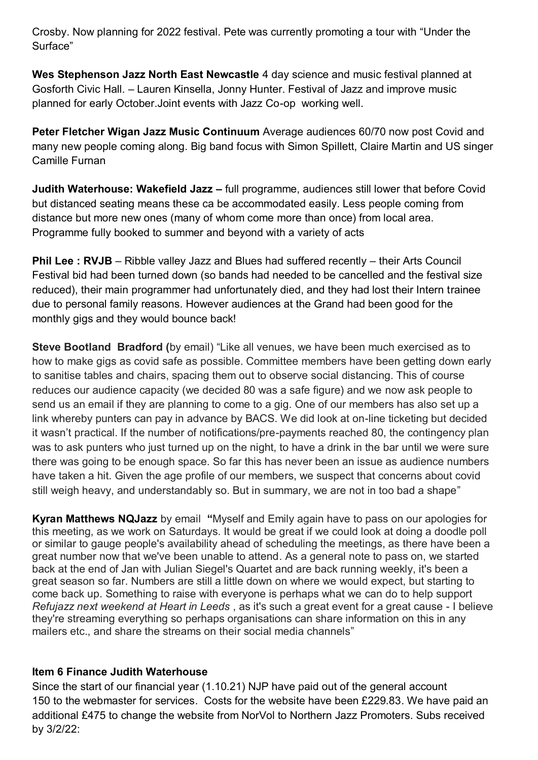Crosby. Now planning for 2022 festival. Pete was currently promoting a tour with "Under the Surface"

**Wes Stephenson Jazz North East Newcastle** 4 day science and music festival planned at Gosforth Civic Hall. – Lauren Kinsella, Jonny Hunter. Festival of Jazz and improve music planned for early October.Joint events with Jazz Co-op working well.

**Peter Fletcher Wigan Jazz Music Continuum** Average audiences 60/70 now post Covid and many new people coming along. Big band focus with Simon Spillett, Claire Martin and US singer Camille Furnan

**Judith Waterhouse: Wakefield Jazz –** full programme, audiences still lower that before Covid but distanced seating means these ca be accommodated easily. Less people coming from distance but more new ones (many of whom come more than once) from local area. Programme fully booked to summer and beyond with a variety of acts

**Phil Lee : RVJB** – Ribble valley Jazz and Blues had suffered recently – their Arts Council Festival bid had been turned down (so bands had needed to be cancelled and the festival size reduced), their main programmer had unfortunately died, and they had lost their Intern trainee due to personal family reasons. However audiences at the Grand had been good for the monthly gigs and they would bounce back!

**Steve Bootland Bradford (**by email) "Like all venues, we have been much exercised as to how to make gigs as covid safe as possible. Committee members have been getting down early to sanitise tables and chairs, spacing them out to observe social distancing. This of course reduces our audience capacity (we decided 80 was a safe figure) and we now ask people to send us an email if they are planning to come to a gig. One of our members has also set up a link whereby punters can pay in advance by BACS. We did look at on-line ticketing but decided it wasn't practical. If the number of notifications/pre-payments reached 80, the contingency plan was to ask punters who just turned up on the night, to have a drink in the bar until we were sure there was going to be enough space. So far this has never been an issue as audience numbers have taken a hit. Given the age profile of our members, we suspect that concerns about covid still weigh heavy, and understandably so. But in summary, we are not in too bad a shape"

**Kyran Matthews NQJazz** by email **"**Myself and Emily again have to pass on our apologies for this meeting, as we work on Saturdays. It would be great if we could look at doing a doodle poll or similar to gauge people's availability ahead of scheduling the meetings, as there have been a great number now that we've been unable to attend. As a general note to pass on, we started back at the end of Jan with Julian Siegel's Quartet and are back running weekly, it's been a great season so far. Numbers are still a little down on where we would expect, but starting to come back up. Something to raise with everyone is perhaps what we can do to help support *Refujazz next weekend at Heart in Leeds* , as it's such a great event for a great cause - I believe they're streaming everything so perhaps organisations can share information on this in any mailers etc., and share the streams on their social media channels"

**Item 6 Finance Judith Waterhouse**

Since the start of our financial year (1.10.21) NJP have paid out of the general account 150 to the webmaster for services. Costs for the website have been £229.83. We have paid an additional £475 to change the website from NorVol to Northern Jazz Promoters. Subs received by 3/2/22: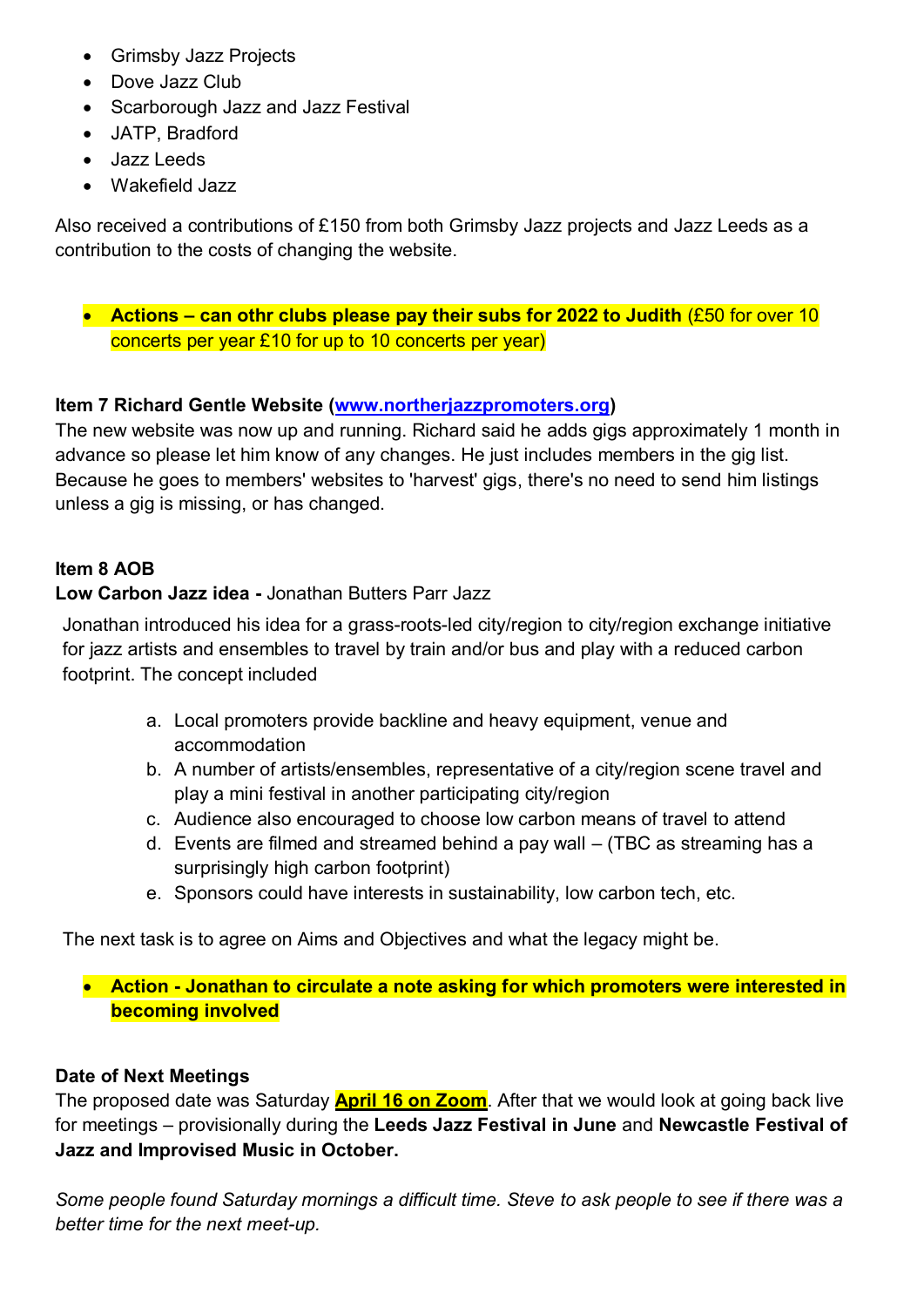- Grimsby Jazz Projects
- Dove Jazz Club
- Scarborough Jazz and Jazz Festival
- JATP, Bradford
- Jazz Leeds
- Wakefield Jazz

Also received a contributions of £150 from both Grimsby Jazz projects and Jazz Leeds as a contribution to the costs of changing the website.

- **Actions – can othr clubs please pay their subs for 2022 to Judith** (£50 for over 10 concerts per year £10 for up to 10 concerts per year)

**Item 7 Richard Gentle Website ([www.northerjazzpromoters.org](www.northerjazzpromoters.org))**

The new website was now up and running. Richard said he adds gigs approximately 1 month in advance so please let him know of any changes. He just includes members in the gig list. Because he goes to members' websites to 'harvest' gigs, there's no need to send him listings unless a gig is missing, or has changed.

**Item 8 AOB**

**Low Carbon Jazz idea -** Jonathan Butters Parr Jazz

Jonathan introduced his idea for a grass-roots-led city/region to city/region exchange initiative for jazz artists and ensembles to travel by train and/or bus and play with a reduced carbon footprint. The concept included

a. Local promoters provide backline and heavy equipment, venue and accommodation
b. A number of artists/ensembles, representative of a city/region scene travel and play a mini festival in another participating city/region
c. Audience also encouraged to choose low carbon means of travel to attend
d. Events are filmed and streamed behind a pay wall – (TBC as streaming has a surprisingly high carbon footprint)
e. Sponsors could have interests in sustainability, low carbon tech, etc.

The next task is to agree on Aims and Objectives and what the legacy might be.

- **Action - Jonathan to circulate a note asking for which promoters were interested in becoming involved**

**Date of Next Meetings**

The proposed date was Saturday **April 16 on Zoom**. After that we would look at going back live for meetings – provisionally during the **Leeds Jazz Festival in June** and **Newcastle Festival of Jazz and Improvised Music in October.**

*Some people found Saturday mornings a difficult time. Steve to ask people to see if there was a better time for the next meet-up.*